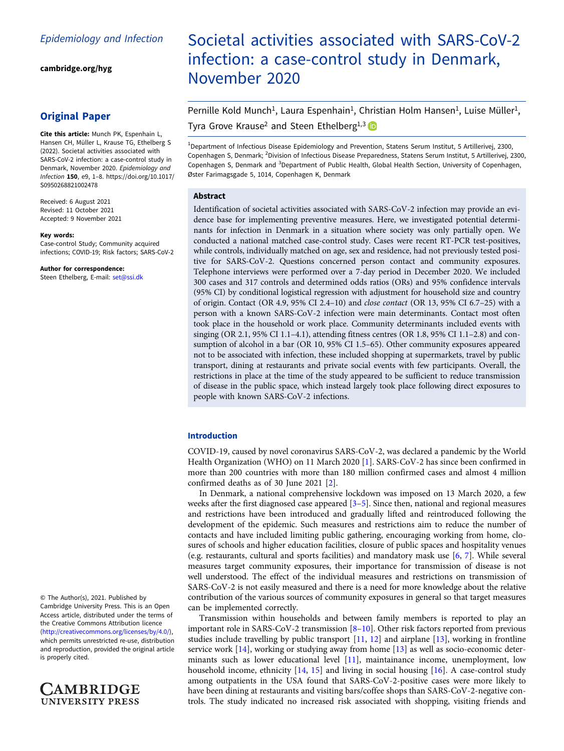# Societal activities associated with SARS-CoV-2 infection: a case-control study in Denmark, November 2020

*Epidemiology and Infection*

cambridge.org/hyg

## Original Paper

**Cite this article:** Munch PK, Espenhain L, Hansen CH, Müller L, Krause TG, Ethelberg S (2022). Societal activities associated with SARS-CoV-2 infection: a case-control study in Denmark, November 2020. *Epidemiology and Infection* **150**, e9, 1–8. https://doi.org/10.1017/S0950268821002478

Received: 6 August 2021
Revised: 11 October 2021
Accepted: 9 November 2021

**Key words:**
Case-control Study; Community acquired infections; COVID-19; Risk factors; SARS-CoV-2

**Author for correspondence:**
Steen Ethelberg, E-mail: set@ssi.dk

© The Author(s), 2021. Published by Cambridge University Press. This is an Open Access article, distributed under the terms of the Creative Commons Attribution licence (http://creativecommons.org/licenses/by/4.0/), which permits unrestricted re-use, distribution and reproduction, provided the original article is properly cited.

Pernille Kold Munch[1], Laura Espenhain[1], Christian Holm Hansen[1], Luise Müller[1], Tyra Grove Krause[2] and Steen Ethelberg[1,3]

[1]Department of Infectious Disease Epidemiology and Prevention, Statens Serum Institut, 5 Artillerivej, 2300, Copenhagen S, Denmark; [2]Division of Infectious Disease Preparedness, Statens Serum Institut, 5 Artillerivej, 2300, Copenhagen S, Denmark and [3]Department of Public Health, Global Health Section, University of Copenhagen, Øster Farimagsgade 5, 1014, Copenhagen K, Denmark

### Abstract

Identification of societal activities associated with SARS-CoV-2 infection may provide an evidence base for implementing preventive measures. Here, we investigated potential determinants for infection in Denmark in a situation where society was only partially open. We conducted a national matched case-control study. Cases were recent RT-PCR test-positives, while controls, individually matched on age, sex and residence, had not previously tested positive for SARS-CoV-2. Questions concerned person contact and community exposures. Telephone interviews were performed over a 7-day period in December 2020. We included 300 cases and 317 controls and determined odds ratios (ORs) and 95% confidence intervals (95% CI) by conditional logistical regression with adjustment for household size and country of origin. Contact (OR 4.9, 95% CI 2.4–10) and *close contact* (OR 13, 95% CI 6.7–25) with a person with a known SARS-CoV-2 infection were main determinants. Contact most often took place in the household or work place. Community determinants included events with singing (OR 2.1, 95% CI 1.1–4.1), attending fitness centres (OR 1.8, 95% CI 1.1–2.8) and consumption of alcohol in a bar (OR 10, 95% CI 1.5–65). Other community exposures appeared not to be associated with infection, these included shopping at supermarkets, travel by public transport, dining at restaurants and private social events with few participants. Overall, the restrictions in place at the time of the study appeared to be sufficient to reduce transmission of disease in the public space, which instead largely took place following direct exposures to people with known SARS-CoV-2 infections.

## Introduction

COVID-19, caused by novel coronavirus SARS-CoV-2, was declared a pandemic by the World Health Organization (WHO) on 11 March 2020 [1]. SARS-CoV-2 has since been confirmed in more than 200 countries with more than 180 million confirmed cases and almost 4 million confirmed deaths as of 30 June 2021 [2].

In Denmark, a national comprehensive lockdown was imposed on 13 March 2020, a few weeks after the first diagnosed case appeared [3–5]. Since then, national and regional measures and restrictions have been introduced and gradually lifted and reintroduced following the development of the epidemic. Such measures and restrictions aim to reduce the number of contacts and have included limiting public gathering, encouraging working from home, closures of schools and higher education facilities, closure of public spaces and hospitality venues (e.g. restaurants, cultural and sports facilities) and mandatory mask use [6, 7]. While several measures target community exposures, their importance for transmission of disease is not well understood. The effect of the individual measures and restrictions on transmission of SARS-CoV-2 is not easily measured and there is a need for more knowledge about the relative contribution of the various sources of community exposures in general so that target measures can be implemented correctly.

Transmission within households and between family members is reported to play an important role in SARS-CoV-2 transmission [8–10]. Other risk factors reported from previous studies include travelling by public transport [11, 12] and airplane [13], working in frontline service work [14], working or studying away from home [13] as well as socio-economic determinants such as lower educational level [11], maintainance income, unemployment, low household income, ethnicity [14, 15] and living in social housing [16]. A case-control study among outpatients in the USA found that SARS-CoV-2-positive cases were more likely to have been dining at restaurants and visiting bars/coffee shops than SARS-CoV-2-negative controls. The study indicated no increased risk associated with shopping, visiting friends and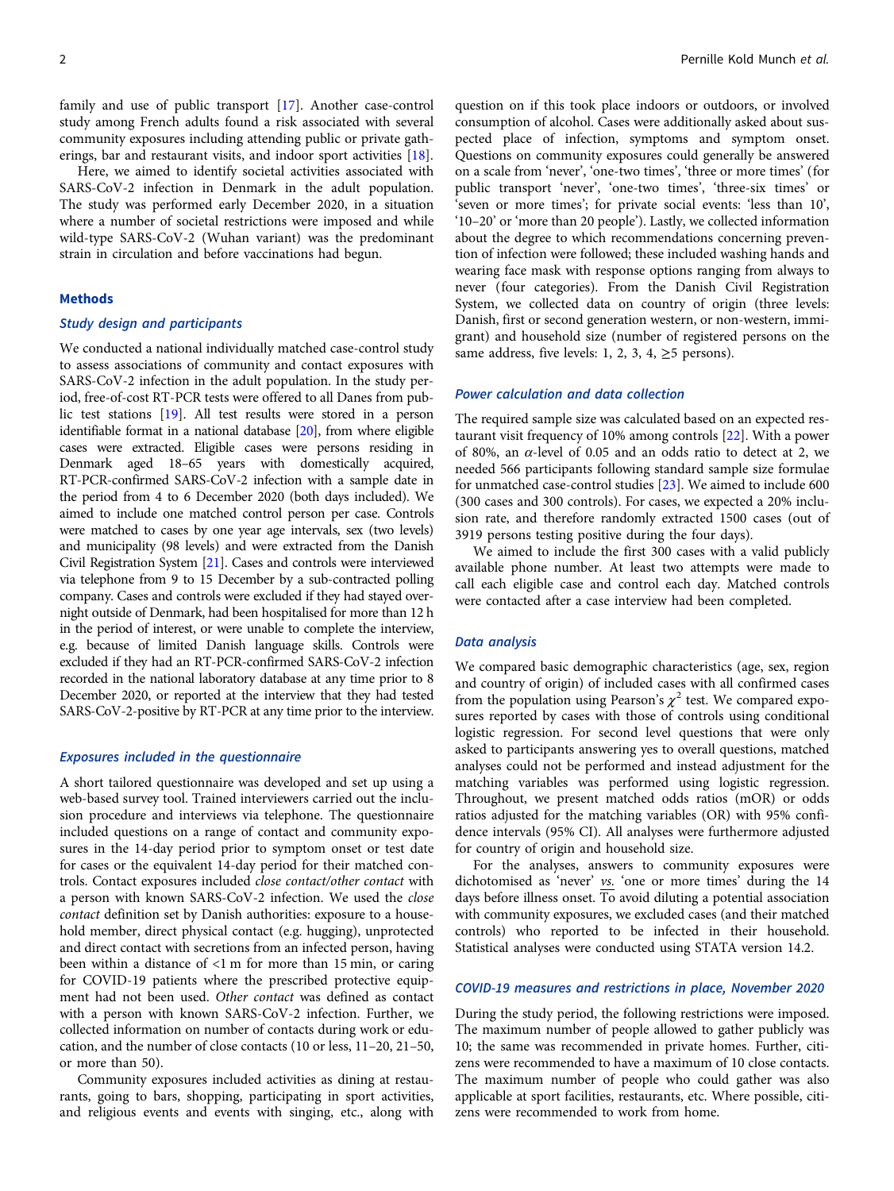family and use of public transport [17]. Another case-control study among French adults found a risk associated with several community exposures including attending public or private gatherings, bar and restaurant visits, and indoor sport activities [18].

Here, we aimed to identify societal activities associated with SARS-CoV-2 infection in Denmark in the adult population. The study was performed early December 2020, in a situation where a number of societal restrictions were imposed and while wild-type SARS-CoV-2 (Wuhan variant) was the predominant strain in circulation and before vaccinations had begun.

## Methods

### Study design and participants

We conducted a national individually matched case-control study to assess associations of community and contact exposures with SARS-CoV-2 infection in the adult population. In the study period, free-of-cost RT-PCR tests were offered to all Danes from public test stations [19]. All test results were stored in a person identifiable format in a national database [20], from where eligible cases were extracted. Eligible cases were persons residing in Denmark aged 18–65 years with domestically acquired, RT-PCR-confirmed SARS-CoV-2 infection with a sample date in the period from 4 to 6 December 2020 (both days included). We aimed to include one matched control person per case. Controls were matched to cases by one year age intervals, sex (two levels) and municipality (98 levels) and were extracted from the Danish Civil Registration System [21]. Cases and controls were interviewed via telephone from 9 to 15 December by a sub-contracted polling company. Cases and controls were excluded if they had stayed overnight outside of Denmark, had been hospitalised for more than 12 h in the period of interest, or were unable to complete the interview, e.g. because of limited Danish language skills. Controls were excluded if they had an RT-PCR-confirmed SARS-CoV-2 infection recorded in the national laboratory database at any time prior to 8 December 2020, or reported at the interview that they had tested SARS-CoV-2-positive by RT-PCR at any time prior to the interview.

### Exposures included in the questionnaire

A short tailored questionnaire was developed and set up using a web-based survey tool. Trained interviewers carried out the inclusion procedure and interviews via telephone. The questionnaire included questions on a range of contact and community exposures in the 14-day period prior to symptom onset or test date for cases or the equivalent 14-day period for their matched controls. Contact exposures included *close contact*/*other contact* with a person with known SARS-CoV-2 infection. We used the *close contact* definition set by Danish authorities: exposure to a household member, direct physical contact (e.g. hugging), unprotected and direct contact with secretions from an infected person, having been within a distance of <1 m for more than 15 min, or caring for COVID-19 patients where the prescribed protective equipment had not been used. *Other contact* was defined as contact with a person with known SARS-CoV-2 infection. Further, we collected information on number of contacts during work or education, and the number of close contacts (10 or less, 11–20, 21–50, or more than 50).

Community exposures included activities as dining at restaurants, going to bars, shopping, participating in sport activities, and religious events and events with singing, etc., along with question on if this took place indoors or outdoors, or involved consumption of alcohol. Cases were additionally asked about suspected place of infection, symptoms and symptom onset. Questions on community exposures could generally be answered on a scale from 'never', 'one-two times', 'three or more times' (for public transport 'never', 'one-two times', 'three-six times' or 'seven or more times'; for private social events: 'less than 10', '10–20' or 'more than 20 people'). Lastly, we collected information about the degree to which recommendations concerning prevention of infection were followed; these included washing hands and wearing face mask with response options ranging from always to never (four categories). From the Danish Civil Registration System, we collected data on country of origin (three levels: Danish, first or second generation western, or non-western, immigrant) and household size (number of registered persons on the same address, five levels: 1, 2, 3, 4, ≥5 persons).

### Power calculation and data collection

The required sample size was calculated based on an expected restaurant visit frequency of 10% among controls [22]. With a power of 80%, an $\alpha$-level of 0.05 and an odds ratio to detect at 2, we needed 566 participants following standard sample size formulae for unmatched case-control studies [23]. We aimed to include 600 (300 cases and 300 controls). For cases, we expected a 20% inclusion rate, and therefore randomly extracted 1500 cases (out of 3919 persons testing positive during the four days).

We aimed to include the first 300 cases with a valid publicly available phone number. At least two attempts were made to call each eligible case and control each day. Matched controls were contacted after a case interview had been completed.

### Data analysis

We compared basic demographic characteristics (age, sex, region and country of origin) of included cases with all confirmed cases from the population using Pearson's $\chi^2$ test. We compared exposures reported by cases with those of controls using conditional logistic regression. For second level questions that were only asked to participants answering yes to overall questions, matched analyses could not be performed and instead adjustment for the matching variables was performed using logistic regression. Throughout, we present matched odds ratios (mOR) or odds ratios adjusted for the matching variables (OR) with 95% confidence intervals (95% CI). All analyses were furthermore adjusted for country of origin and household size.

For the analyses, answers to community exposures were dichotomised as 'never' *vs.* 'one or more times' during the 14 days before illness onset. To avoid diluting a potential association with community exposures, we excluded cases (and their matched controls) who reported to be infected in their household. Statistical analyses were conducted using STATA version 14.2.

### COVID-19 measures and restrictions in place, November 2020

During the study period, the following restrictions were imposed. The maximum number of people allowed to gather publicly was 10; the same was recommended in private homes. Further, citizens were recommended to have a maximum of 10 close contacts. The maximum number of people who could gather was also applicable at sport facilities, restaurants, etc. Where possible, citizens were recommended to work from home.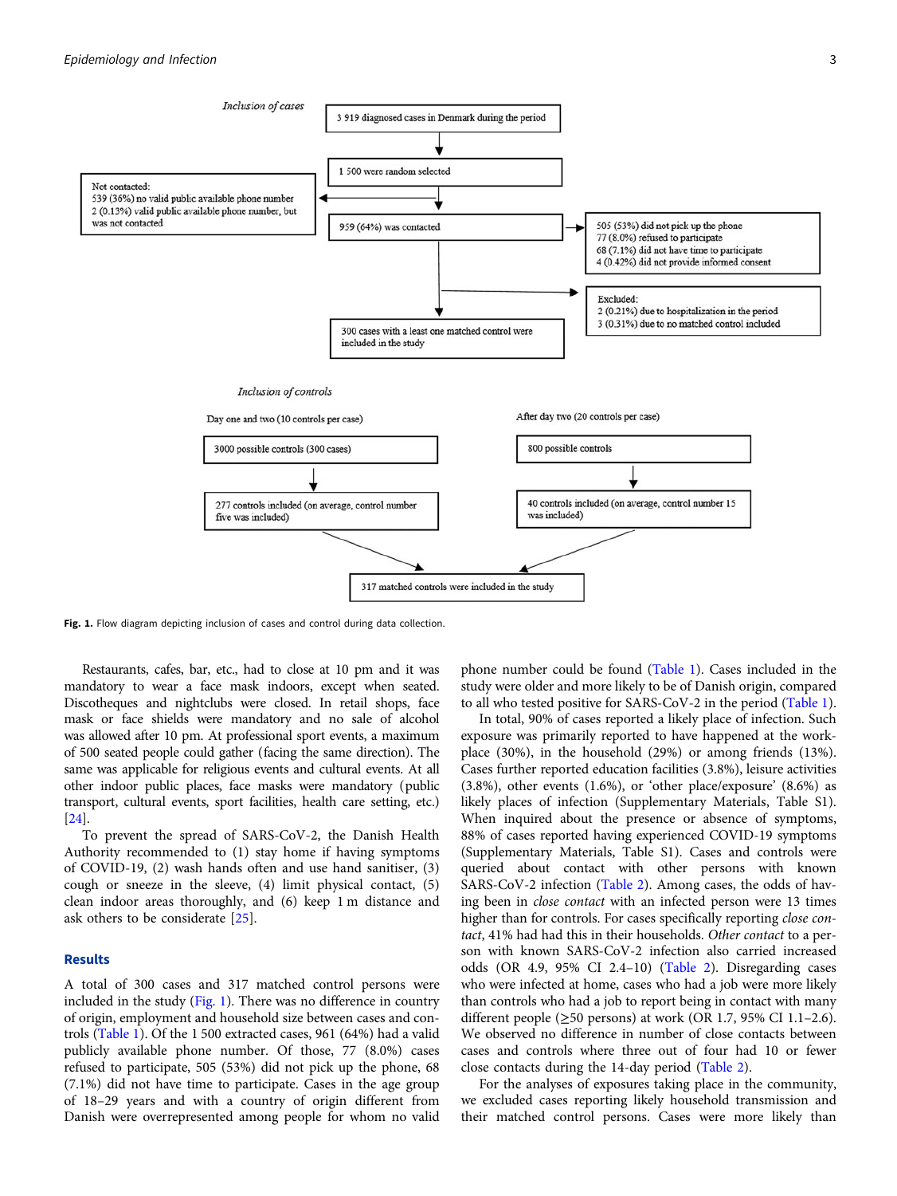*Inclusion of cases*

3 919 diagnosed cases in Denmark during the period

1 500 were random selected

Not contacted:
539 (36%) no valid public available phone number
2 (0.13%) valid public available phone number, but was not contacted

959 (64%) was contacted

505 (53%) did not pick up the phone
77 (8.0%) refused to participate
68 (7.1%) did not have time to participate
4 (0.42%) did not provide informed consent

Excluded:
2 (0.21%) due to hospitalization in the period
3 (0.31%) due to no matched control included

300 cases with a least one matched control were included in the study

*Inclusion of controls*

Day one and two (10 controls per case)

3000 possible controls (300 cases)

277 controls included (on average, control number five was included)

After day two (20 controls per case)

800 possible controls

40 controls included (on average, control number 15 was included)

317 matched controls were included in the study

**Fig. 1.** Flow diagram depicting inclusion of cases and control during data collection.

Restaurants, cafes, bar, etc., had to close at 10 pm and it was mandatory to wear a face mask indoors, except when seated. Discotheques and nightclubs were closed. In retail shops, face mask or face shields were mandatory and no sale of alcohol was allowed after 10 pm. At professional sport events, a maximum of 500 seated people could gather (facing the same direction). The same was applicable for religious events and cultural events. At all other indoor public places, face masks were mandatory (public transport, cultural events, sport facilities, health care setting, etc.) [24].

To prevent the spread of SARS-CoV-2, the Danish Health Authority recommended to (1) stay home if having symptoms of COVID-19, (2) wash hands often and use hand sanitiser, (3) cough or sneeze in the sleeve, (4) limit physical contact, (5) clean indoor areas thoroughly, and (6) keep 1 m distance and ask others to be considerate [25].

## Results

A total of 300 cases and 317 matched control persons were included in the study (Fig. 1). There was no difference in country of origin, employment and household size between cases and controls (Table 1). Of the 1 500 extracted cases, 961 (64%) had a valid publicly available phone number. Of those, 77 (8.0%) cases refused to participate, 505 (53%) did not pick up the phone, 68 (7.1%) did not have time to participate. Cases in the age group of 18–29 years and with a country of origin different from Danish were overrepresented among people for whom no valid phone number could be found (Table 1). Cases included in the study were older and more likely to be of Danish origin, compared to all who tested positive for SARS-CoV-2 in the period (Table 1).

In total, 90% of cases reported a likely place of infection. Such exposure was primarily reported to have happened at the workplace (30%), in the household (29%) or among friends (13%). Cases further reported education facilities (3.8%), leisure activities (3.8%), other events (1.6%), or 'other place/exposure' (8.6%) as likely places of infection (Supplementary Materials, Table S1). When inquired about the presence or absence of symptoms, 88% of cases reported having experienced COVID-19 symptoms (Supplementary Materials, Table S1). Cases and controls were queried about contact with other persons with known SARS-CoV-2 infection (Table 2). Among cases, the odds of having been in *close contact* with an infected person were 13 times higher than for controls. For cases specifically reporting *close contact*, 41% had had this in their households. *Other contact* to a person with known SARS-CoV-2 infection also carried increased odds (OR 4.9, 95% CI 2.4–10) (Table 2). Disregarding cases who were infected at home, cases who had a job were more likely than controls who had a job to report being in contact with many different people (≥50 persons) at work (OR 1.7, 95% CI 1.1–2.6). We observed no difference in number of close contacts between cases and controls where three out of four had 10 or fewer close contacts during the 14-day period (Table 2).

For the analyses of exposures taking place in the community, we excluded cases reporting likely household transmission and their matched control persons. Cases were more likely than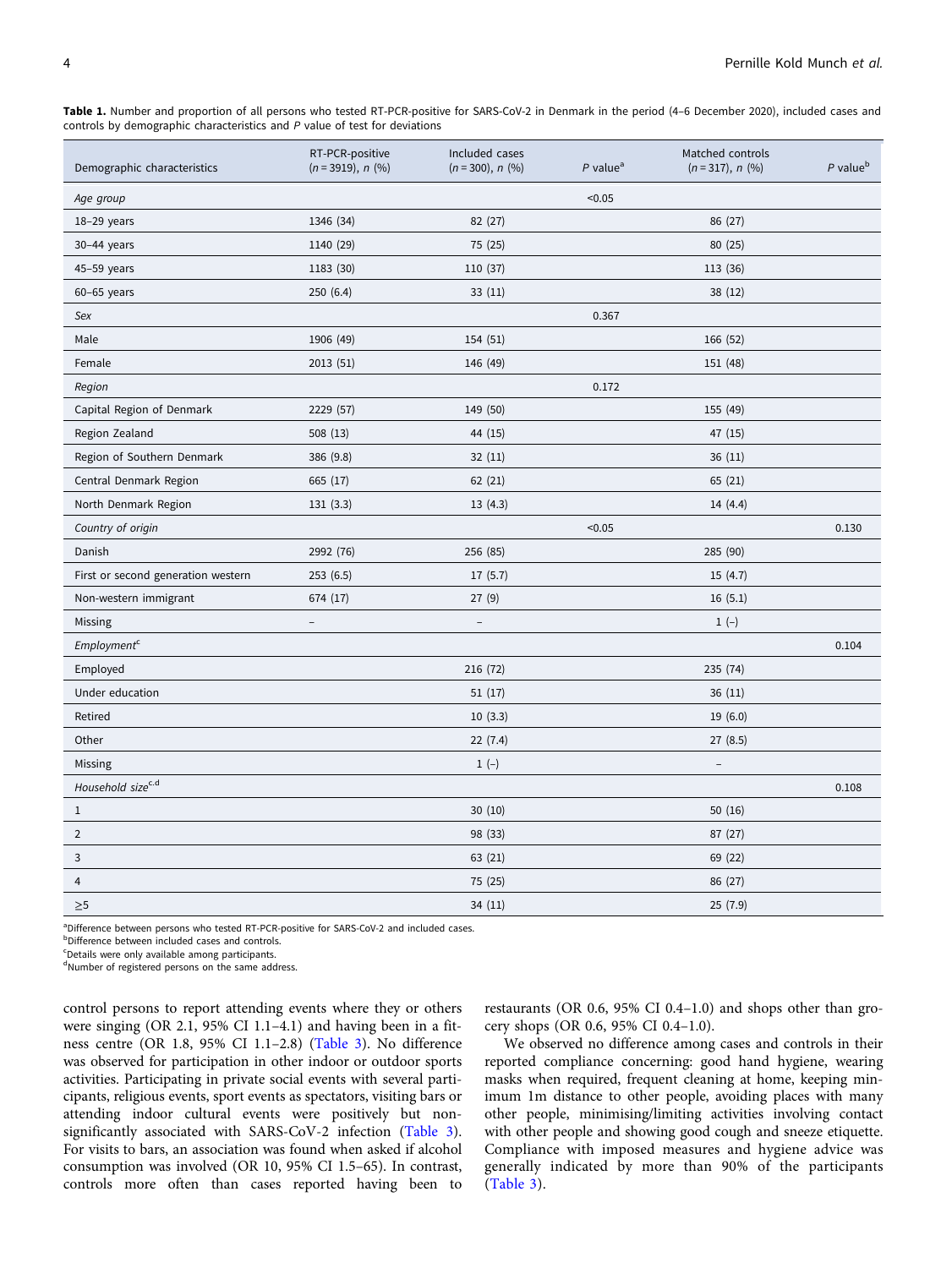**Table 1.** Number and proportion of all persons who tested RT-PCR-positive for SARS-CoV-2 in Denmark in the period (4–6 December 2020), included cases and controls by demographic characteristics and *P* value of test for deviations

| Demographic characteristics | RT-PCR-positive (*n* = 3919), *n* (%) | Included cases (*n* = 300), *n* (%) | *P* value[a] | Matched controls (*n* = 317), *n* (%) | *P* value[b] |
|---|---|---|---|---|---|
| *Age group* | | | <0.05 | | |
| 18–29 years | 1346 (34) | 82 (27) | | 86 (27) | |
| 30–44 years | 1140 (29) | 75 (25) | | 80 (25) | |
| 45–59 years | 1183 (30) | 110 (37) | | 113 (36) | |
| 60–65 years | 250 (6.4) | 33 (11) | | 38 (12) | |
| *Sex* | | | 0.367 | | |
| Male | 1906 (49) | 154 (51) | | 166 (52) | |
| Female | 2013 (51) | 146 (49) | | 151 (48) | |
| *Region* | | | 0.172 | | |
| Capital Region of Denmark | 2229 (57) | 149 (50) | | 155 (49) | |
| Region Zealand | 508 (13) | 44 (15) | | 47 (15) | |
| Region of Southern Denmark | 386 (9.8) | 32 (11) | | 36 (11) | |
| Central Denmark Region | 665 (17) | 62 (21) | | 65 (21) | |
| North Denmark Region | 131 (3.3) | 13 (4.3) | | 14 (4.4) | |
| *Country of origin* | | | <0.05 | | 0.130 |
| Danish | 2992 (76) | 256 (85) | | 285 (90) | |
| First or second generation western | 253 (6.5) | 17 (5.7) | | 15 (4.7) | |
| Non-western immigrant | 674 (17) | 27 (9) | | 16 (5.1) | |
| Missing | – | – | | 1 (–) | |
| *Employment*[c] | | | | | 0.104 |
| Employed | | 216 (72) | | 235 (74) | |
| Under education | | 51 (17) | | 36 (11) | |
| Retired | | 10 (3.3) | | 19 (6.0) | |
| Other | | 22 (7.4) | | 27 (8.5) | |
| Missing | | 1 (–) | | – | |
| *Household size*[c,d] | | | | | 0.108 |
| 1 | | 30 (10) | | 50 (16) | |
| 2 | | 98 (33) | | 87 (27) | |
| 3 | | 63 (21) | | 69 (22) | |
| 4 | | 75 (25) | | 86 (27) | |
| ≥5 | | 34 (11) | | 25 (7.9) | |

[a]Difference between persons who tested RT-PCR-positive for SARS-CoV-2 and included cases.
[b]Difference between included cases and controls.
[c]Details were only available among participants.
[d]Number of registered persons on the same address.

control persons to report attending events where they or others were singing (OR 2.1, 95% CI 1.1–4.1) and having been in a fitness centre (OR 1.8, 95% CI 1.1–2.8) (Table 3). No difference was observed for participation in other indoor or outdoor sports activities. Participating in private social events with several participants, religious events, sport events as spectators, visiting bars or attending indoor cultural events were positively but non-significantly associated with SARS-CoV-2 infection (Table 3). For visits to bars, an association was found when asked if alcohol consumption was involved (OR 10, 95% CI 1.5–65). In contrast, controls more often than cases reported having been to restaurants (OR 0.6, 95% CI 0.4–1.0) and shops other than grocery shops (OR 0.6, 95% CI 0.4–1.0).

We observed no difference among cases and controls in their reported compliance concerning: good hand hygiene, wearing masks when required, frequent cleaning at home, keeping minimum 1m distance to other people, avoiding places with many other people, minimising/limiting activities involving contact with other people and showing good cough and sneeze etiquette. Compliance with imposed measures and hygiene advice was generally indicated by more than 90% of the participants (Table 3).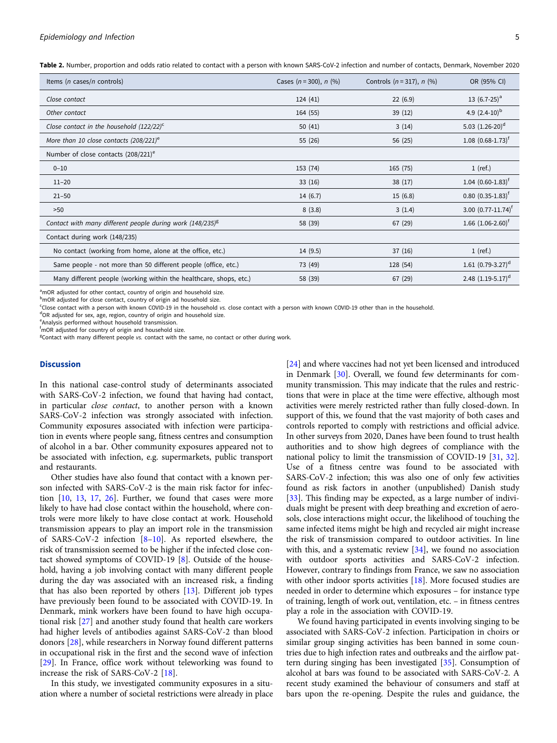**Table 2.** Number, proportion and odds ratio related to contact with a person with known SARS-CoV-2 infection and number of contacts, Denmark, November 2020

| Items (*n* cases/*n* controls) | Cases (*n* = 300), *n* (%) | Controls (*n* = 317), *n* (%) | OR (95% CI) |
|---|---|---|---|
| *Close contact* | 124 (41) | 22 (6.9) | 13 (6.7-25)[a] |
| *Other contact* | 164 (55) | 39 (12) | 4.9 (2.4-10)[b] |
| *Close contact in the household (122/22)*[c] | 50 (41) | 3 (14) | 5.03 (1.26-20)[d] |
| *More than 10 close contacts (208/221)*[e] | 55 (26) | 56 (25) | 1.08 (0.68-1.73)[f] |
| Number of close contacts (208/221)[e] | | | |
| 0–10 | 153 (74) | 165 (75) | 1 (ref.) |
| 11–20 | 33 (16) | 38 (17) | 1.04 (0.60-1.83)[f] |
| 21–50 | 14 (6.7) | 15 (6.8) | 0.80 (0.35-1.83)[f] |
| >50 | 8 (3.8) | 3 (1.4) | 3.00 (0.77-11.74)[f] |
| *Contact with many different people during work (148/235)*[g] | 58 (39) | 67 (29) | 1.66 (1.06-2.60)[f] |
| Contact during work (148/235) | | | |
| No contact (working from home, alone at the office, etc.) | 14 (9.5) | 37 (16) | 1 (ref.) |
| Same people - not more than 50 different people (office, etc.) | 73 (49) | 128 (54) | 1.61 (0.79-3.27)[d] |
| Many different people (working within the healthcare, shops, etc.) | 58 (39) | 67 (29) | 2.48 (1.19-5.17)[d] |

[a]mOR adjusted for other contact, country of origin and household size.
[b]mOR adjusted for close contact, country of origin ad household size.
[c]Close contact with a person with known COVID-19 in the household *vs.* close contact with a person with known COVID-19 other than in the household.
[d]OR adjusted for sex, age, region, country of origin and household size.
[e]Analysis performed without household transmission.
[f]mOR adjusted for country of origin and household size.
[g]Contact with many different people *vs.* contact with the same, no contact or other during work.

## Discussion

In this national case-control study of determinants associated with SARS-CoV-2 infection, we found that having had contact, in particular *close contact*, to another person with a known SARS-CoV-2 infection was strongly associated with infection. Community exposures associated with infection were participation in events where people sang, fitness centres and consumption of alcohol in a bar. Other community exposures appeared not to be associated with infection, e.g. supermarkets, public transport and restaurants.

Other studies have also found that contact with a known person infected with SARS-CoV-2 is the main risk factor for infection [10, 13, 17, 26]. Further, we found that cases were more likely to have had close contact within the household, where controls were more likely to have close contact at work. Household transmission appears to play an import role in the transmission of SARS-CoV-2 infection [8–10]. As reported elsewhere, the risk of transmission seemed to be higher if the infected close contact showed symptoms of COVID-19 [8]. Outside of the household, having a job involving contact with many different people during the day was associated with an increased risk, a finding that has also been reported by others [13]. Different job types have previously been found to be associated with COVID-19. In Denmark, mink workers have been found to have high occupational risk [27] and another study found that health care workers had higher levels of antibodies against SARS-CoV-2 than blood donors [28], while researchers in Norway found different patterns in occupational risk in the first and the second wave of infection [29]. In France, office work without teleworking was found to increase the risk of SARS-CoV-2 [18].

In this study, we investigated community exposures in a situation where a number of societal restrictions were already in place [24] and where vaccines had not yet been licensed and introduced in Denmark [30]. Overall, we found few determinants for community transmission. This may indicate that the rules and restrictions that were in place at the time were effective, although most activities were merely restricted rather than fully closed-down. In support of this, we found that the vast majority of both cases and controls reported to comply with restrictions and official advice. In other surveys from 2020, Danes have been found to trust health authorities and to show high degrees of compliance with the national policy to limit the transmission of COVID-19 [31, 32]. Use of a fitness centre was found to be associated with SARS-CoV-2 infection; this was also one of only few activities found as risk factors in another (unpublished) Danish study [33]. This finding may be expected, as a large number of individuals might be present with deep breathing and excretion of aerosols, close interactions might occur, the likelihood of touching the same infected items might be high and recycled air might increase the risk of transmission compared to outdoor activities. In line with this, and a systematic review [34], we found no association with outdoor sports activities and SARS-CoV-2 infection. However, contrary to findings from France, we saw no association with other indoor sports activities [18]. More focused studies are needed in order to determine which exposures – for instance type of training, length of work out, ventilation, etc. – in fitness centres play a role in the association with COVID-19.

We found having participated in events involving singing to be associated with SARS-CoV-2 infection. Participation in choirs or similar group singing activities has been banned in some countries due to high infection rates and outbreaks and the airflow pattern during singing has been investigated [35]. Consumption of alcohol at bars was found to be associated with SARS-CoV-2. A recent study examined the behaviour of consumers and staff at bars upon the re-opening. Despite the rules and guidance, the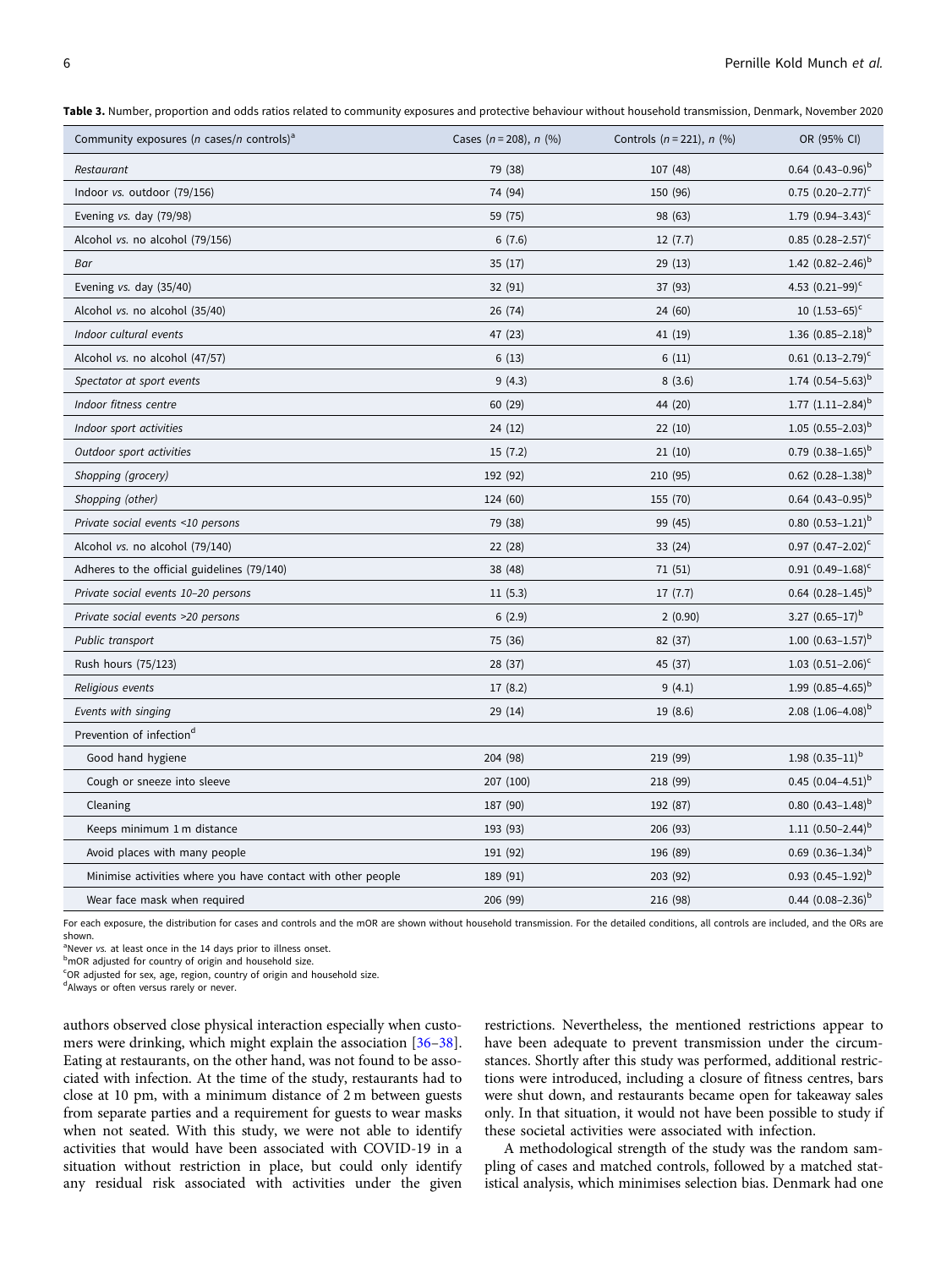**Table 3.** Number, proportion and odds ratios related to community exposures and protective behaviour without household transmission, Denmark, November 2020

| Community exposures (n cases/n controls)[a] | Cases (n = 208), n (%) | Controls (n = 221), n (%) | OR (95% CI) |
|---|---|---|---|
| *Restaurant* | 79 (38) | 107 (48) | 0.64 (0.43–0.96)[b] |
| Indoor vs. outdoor (79/156) | 74 (94) | 150 (96) | 0.75 (0.20–2.77)[c] |
| Evening vs. day (79/98) | 59 (75) | 98 (63) | 1.79 (0.94–3.43)[c] |
| Alcohol vs. no alcohol (79/156) | 6 (7.6) | 12 (7.7) | 0.85 (0.28–2.57)[c] |
| *Bar* | 35 (17) | 29 (13) | 1.42 (0.82–2.46)[b] |
| Evening vs. day (35/40) | 32 (91) | 37 (93) | 4.53 (0.21–99)[c] |
| Alcohol vs. no alcohol (35/40) | 26 (74) | 24 (60) | 10 (1.53–65)[c] |
| *Indoor cultural events* | 47 (23) | 41 (19) | 1.36 (0.85–2.18)[b] |
| Alcohol vs. no alcohol (47/57) | 6 (13) | 6 (11) | 0.61 (0.13–2.79)[c] |
| *Spectator at sport events* | 9 (4.3) | 8 (3.6) | 1.74 (0.54–5.63)[b] |
| *Indoor fitness centre* | 60 (29) | 44 (20) | 1.77 (1.11–2.84)[b] |
| *Indoor sport activities* | 24 (12) | 22 (10) | 1.05 (0.55–2.03)[b] |
| *Outdoor sport activities* | 15 (7.2) | 21 (10) | 0.79 (0.38–1.65)[b] |
| *Shopping (grocery)* | 192 (92) | 210 (95) | 0.62 (0.28–1.38)[b] |
| *Shopping (other)* | 124 (60) | 155 (70) | 0.64 (0.43–0.95)[b] |
| *Private social events <10 persons* | 79 (38) | 99 (45) | 0.80 (0.53–1.21)[b] |
| Alcohol vs. no alcohol (79/140) | 22 (28) | 33 (24) | 0.97 (0.47–2.02)[c] |
| Adheres to the official guidelines (79/140) | 38 (48) | 71 (51) | 0.91 (0.49–1.68)[c] |
| *Private social events 10–20 persons* | 11 (5.3) | 17 (7.7) | 0.64 (0.28–1.45)[b] |
| *Private social events >20 persons* | 6 (2.9) | 2 (0.90) | 3.27 (0.65–17)[b] |
| *Public transport* | 75 (36) | 82 (37) | 1.00 (0.63–1.57)[b] |
| Rush hours (75/123) | 28 (37) | 45 (37) | 1.03 (0.51–2.06)[c] |
| *Religious events* | 17 (8.2) | 9 (4.1) | 1.99 (0.85–4.65)[b] |
| *Events with singing* | 29 (14) | 19 (8.6) | 2.08 (1.06–4.08)[b] |
| Prevention of infection[d] | | | |
| Good hand hygiene | 204 (98) | 219 (99) | 1.98 (0.35–11)[b] |
| Cough or sneeze into sleeve | 207 (100) | 218 (99) | 0.45 (0.04–4.51)[b] |
| Cleaning | 187 (90) | 192 (87) | 0.80 (0.43–1.48)[b] |
| Keeps minimum 1 m distance | 193 (93) | 206 (93) | 1.11 (0.50–2.44)[b] |
| Avoid places with many people | 191 (92) | 196 (89) | 0.69 (0.36–1.34)[b] |
| Minimise activities where you have contact with other people | 189 (91) | 203 (92) | 0.93 (0.45–1.92)[b] |
| Wear face mask when required | 206 (99) | 216 (98) | 0.44 (0.08–2.36)[b] |

For each exposure, the distribution for cases and controls and the mOR are shown without household transmission. For the detailed conditions, all controls are included, and the ORs are shown.

[a]Never vs. at least once in the 14 days prior to illness onset.

[b]mOR adjusted for country of origin and household size.

[c]OR adjusted for sex, age, region, country of origin and household size.

[d]Always or often versus rarely or never.

authors observed close physical interaction especially when customers were drinking, which might explain the association [36–38]. Eating at restaurants, on the other hand, was not found to be associated with infection. At the time of the study, restaurants had to close at 10 pm, with a minimum distance of 2 m between guests from separate parties and a requirement for guests to wear masks when not seated. With this study, we were not able to identify activities that would have been associated with COVID-19 in a situation without restriction in place, but could only identify any residual risk associated with activities under the given restrictions. Nevertheless, the mentioned restrictions appear to have been adequate to prevent transmission under the circumstances. Shortly after this study was performed, additional restrictions were introduced, including a closure of fitness centres, bars were shut down, and restaurants became open for takeaway sales only. In that situation, it would not have been possible to study if these societal activities were associated with infection.

A methodological strength of the study was the random sampling of cases and matched controls, followed by a matched statistical analysis, which minimises selection bias. Denmark had one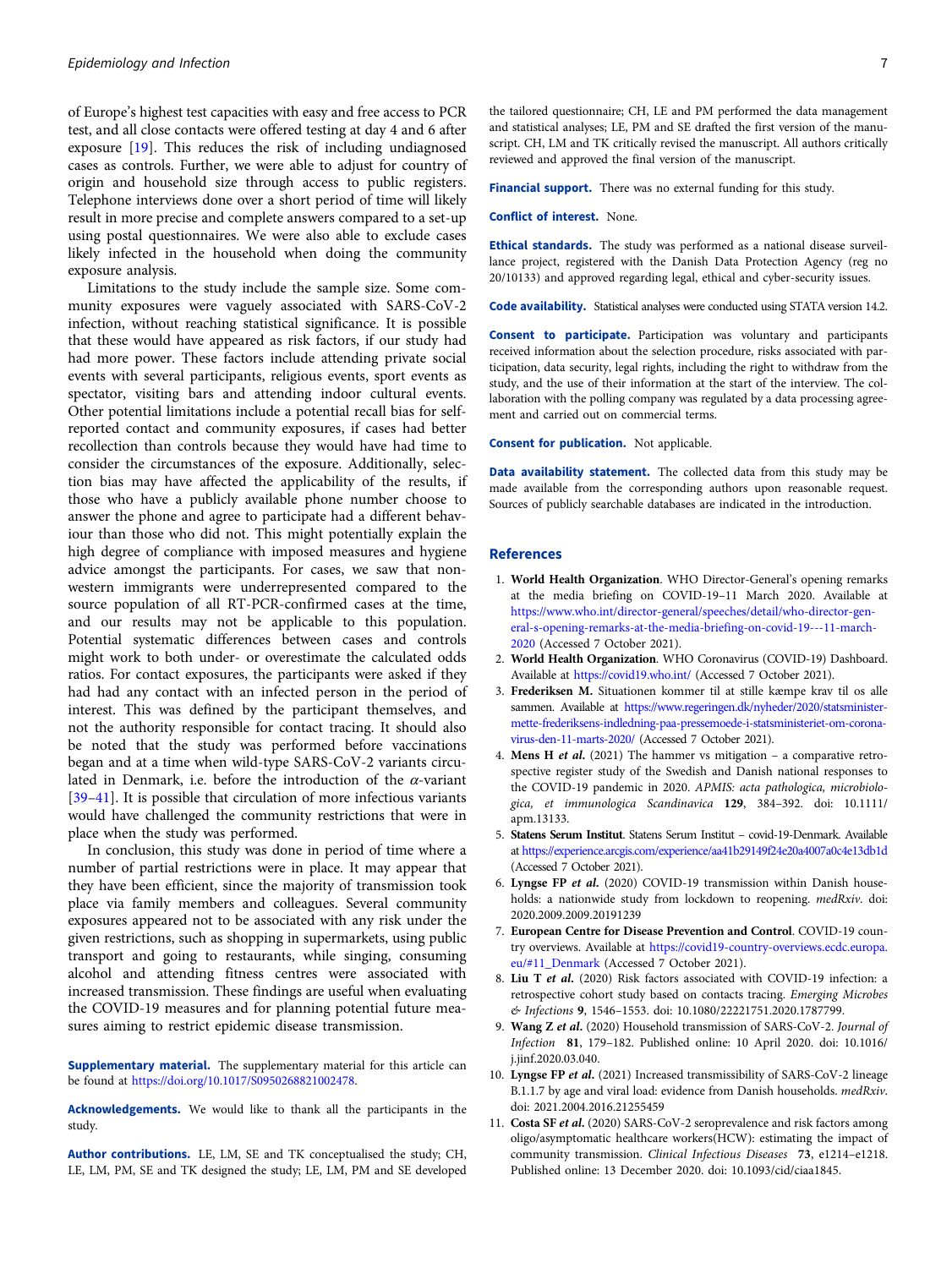of Europe's highest test capacities with easy and free access to PCR test, and all close contacts were offered testing at day 4 and 6 after exposure [19]. This reduces the risk of including undiagnosed cases as controls. Further, we were able to adjust for country of origin and household size through access to public registers. Telephone interviews done over a short period of time will likely result in more precise and complete answers compared to a set-up using postal questionnaires. We were also able to exclude cases likely infected in the household when doing the community exposure analysis.

Limitations to the study include the sample size. Some community exposures were vaguely associated with SARS-CoV-2 infection, without reaching statistical significance. It is possible that these would have appeared as risk factors, if our study had had more power. These factors include attending private social events with several participants, religious events, sport events as spectator, visiting bars and attending indoor cultural events. Other potential limitations include a potential recall bias for self-reported contact and community exposures, if cases had better recollection than controls because they would have had time to consider the circumstances of the exposure. Additionally, selection bias may have affected the applicability of the results, if those who have a publicly available phone number choose to answer the phone and agree to participate had a different behaviour than those who did not. This might potentially explain the high degree of compliance with imposed measures and hygiene advice amongst the participants. For cases, we saw that non-western immigrants were underrepresented compared to the source population of all RT-PCR-confirmed cases at the time, and our results may not be applicable to this population. Potential systematic differences between cases and controls might work to both under- or overestimate the calculated odds ratios. For contact exposures, the participants were asked if they had had any contact with an infected person in the period of interest. This was defined by the participant themselves, and not the authority responsible for contact tracing. It should also be noted that the study was performed before vaccinations began and at a time when wild-type SARS-CoV-2 variants circulated in Denmark, i.e. before the introduction of the $\alpha$-variant [39–41]. It is possible that circulation of more infectious variants would have challenged the community restrictions that were in place when the study was performed.

In conclusion, this study was done in period of time where a number of partial restrictions were in place. It may appear that they have been efficient, since the majority of transmission took place via family members and colleagues. Several community exposures appeared not to be associated with any risk under the given restrictions, such as shopping in supermarkets, using public transport and going to restaurants, while singing, consuming alcohol and attending fitness centres were associated with increased transmission. These findings are useful when evaluating the COVID-19 measures and for planning potential future measures aiming to restrict epidemic disease transmission.

**Supplementary material.** The supplementary material for this article can be found at https://doi.org/10.1017/S0950268821002478.

**Acknowledgements.** We would like to thank all the participants in the study.

**Author contributions.** LE, LM, SE and TK conceptualised the study; CH, LE, LM, PM, SE and TK designed the study; LE, LM, PM and SE developed the tailored questionnaire; CH, LE and PM performed the data management and statistical analyses; LE, PM and SE drafted the first version of the manuscript. CH, LM and TK critically revised the manuscript. All authors critically reviewed and approved the final version of the manuscript.

**Financial support.** There was no external funding for this study.

**Conflict of interest.** None.

**Ethical standards.** The study was performed as a national disease surveillance project, registered with the Danish Data Protection Agency (reg no 20/10133) and approved regarding legal, ethical and cyber-security issues.

**Code availability.** Statistical analyses were conducted using STATA version 14.2.

**Consent to participate.** Participation was voluntary and participants received information about the selection procedure, risks associated with participation, data security, legal rights, including the right to withdraw from the study, and the use of their information at the start of the interview. The collaboration with the polling company was regulated by a data processing agreement and carried out on commercial terms.

**Consent for publication.** Not applicable.

**Data availability statement.** The collected data from this study may be made available from the corresponding authors upon reasonable request. Sources of publicly searchable databases are indicated in the introduction.

## References

1. **World Health Organization**. WHO Director-General's opening remarks at the media briefing on COVID-19–11 March 2020. Available at https://www.who.int/director-general/speeches/detail/who-director-general-s-opening-remarks-at-the-media-briefing-on-covid-19---11-march-2020 (Accessed 7 October 2021).
2. **World Health Organization**. WHO Coronavirus (COVID-19) Dashboard. Available at https://covid19.who.int/ (Accessed 7 October 2021).
3. **Frederiksen M.** Situationen kommer til at stille kæmpe krav til os alle sammen. Available at https://www.regeringen.dk/nyheder/2020/statsminister-mette-frederiksens-indledning-paa-pressemoede-i-statsministeriet-om-corona-virus-den-11-marts-2020/ (Accessed 7 October 2021).
4. **Mens H *et al.*** (2021) The hammer vs mitigation – a comparative retrospective register study of the Swedish and Danish national responses to the COVID-19 pandemic in 2020. *APMIS: acta pathologica, microbiologica, et immunologica Scandinavica* **129**, 384–392. doi: 10.1111/apm.13133.
5. **Statens Serum Institut**. Statens Serum Institut – covid-19-Denmark. Available at https://experience.arcgis.com/experience/aa41b29149f24e20a4007a0c4e13db1d (Accessed 7 October 2021).
6. **Lyngse FP *et al.*** (2020) COVID-19 transmission within Danish households: a nationwide study from lockdown to reopening. *medRxiv*. doi: 2020.2009.2009.20191239
7. **European Centre for Disease Prevention and Control**. COVID-19 country overviews. Available at https://covid19-country-overviews.ecdc.europa.eu/#11_Denmark (Accessed 7 October 2021).
8. **Liu T *et al.*** (2020) Risk factors associated with COVID-19 infection: a retrospective cohort study based on contacts tracing. *Emerging Microbes & Infections* **9**, 1546–1553. doi: 10.1080/22221751.2020.1787799.
9. **Wang Z *et al.*** (2020) Household transmission of SARS-CoV-2. *Journal of Infection* **81**, 179–182. Published online: 10 April 2020. doi: 10.1016/j.jinf.2020.03.040.
10. **Lyngse FP *et al.*** (2021) Increased transmissibility of SARS-CoV-2 lineage B.1.1.7 by age and viral load: evidence from Danish households. *medRxiv*. doi: 2021.2004.2016.21255459
11. **Costa SF *et al.*** (2020) SARS-CoV-2 seroprevalence and risk factors among oligo/asymptomatic healthcare workers(HCW): estimating the impact of community transmission. *Clinical Infectious Diseases* **73**, e1214–e1218. Published online: 13 December 2020. doi: 10.1093/cid/ciaa1845.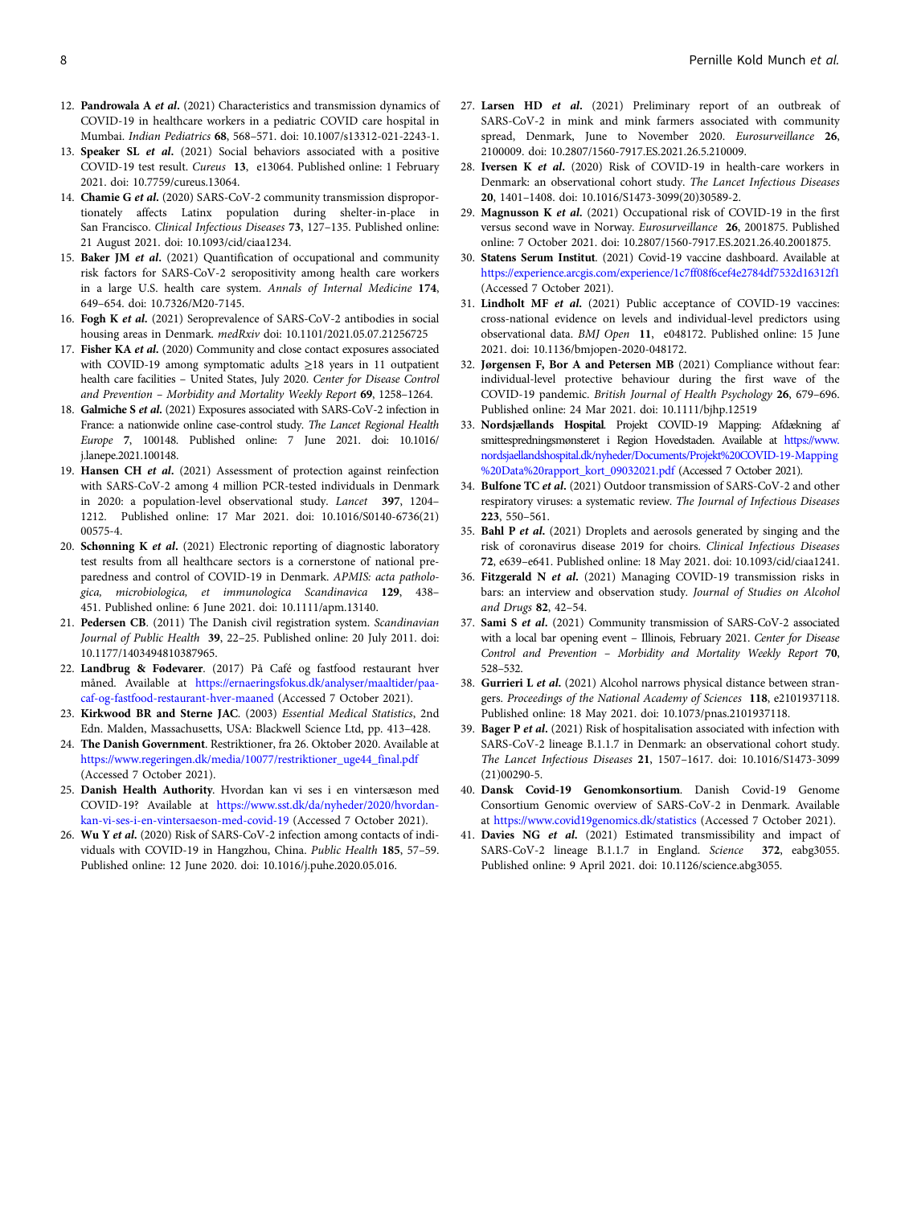12. **Pandrowala A *et al.*** (2021) Characteristics and transmission dynamics of COVID-19 in healthcare workers in a pediatric COVID care hospital in Mumbai. *Indian Pediatrics* **68**, 568–571. doi: 10.1007/s13312-021-2243-1.
13. **Speaker SL *et al.*** (2021) Social behaviors associated with a positive COVID-19 test result. *Cureus* **13**, e13064. Published online: 1 February 2021. doi: 10.7759/cureus.13064.
14. **Chamie G *et al.*** (2020) SARS-CoV-2 community transmission disproportionately affects Latinx population during shelter-in-place in San Francisco. *Clinical Infectious Diseases* **73**, 127–135. Published online: 21 August 2021. doi: 10.1093/cid/ciaa1234.
15. **Baker JM *et al.*** (2021) Quantification of occupational and community risk factors for SARS-CoV-2 seropositivity among health care workers in a large U.S. health care system. *Annals of Internal Medicine* **174**, 649–654. doi: 10.7326/M20-7145.
16. **Fogh K *et al.*** (2021) Seroprevalence of SARS-CoV-2 antibodies in social housing areas in Denmark. *medRxiv* doi: 10.1101/2021.05.07.21256725
17. **Fisher KA *et al.*** (2020) Community and close contact exposures associated with COVID-19 among symptomatic adults ≥18 years in 11 outpatient health care facilities – United States, July 2020. *Center for Disease Control and Prevention – Morbidity and Mortality Weekly Report* **69**, 1258–1264.
18. **Galmiche S *et al.*** (2021) Exposures associated with SARS-CoV-2 infection in France: a nationwide online case-control study. *The Lancet Regional Health Europe* **7**, 100148. Published online: 7 June 2021. doi: 10.1016/j.lanepe.2021.100148.
19. **Hansen CH *et al.*** (2021) Assessment of protection against reinfection with SARS-CoV-2 among 4 million PCR-tested individuals in Denmark in 2020: a population-level observational study. *Lancet* **397**, 1204–1212. Published online: 17 Mar 2021. doi: 10.1016/S0140-6736(21)00575-4.
20. **Schønning K *et al.*** (2021) Electronic reporting of diagnostic laboratory test results from all healthcare sectors is a cornerstone of national preparedness and control of COVID-19 in Denmark. *APMIS: acta pathologica, microbiologica, et immunologica Scandinavica* **129**, 438–451. Published online: 6 June 2021. doi: 10.1111/apm.13140.
21. **Pedersen CB**. (2011) The Danish civil registration system. *Scandinavian Journal of Public Health* **39**, 22–25. Published online: 20 July 2011. doi: 10.1177/1403494810387965.
22. **Landbrug & Fødevarer**. (2017) På Café og fastfood restaurant hver måned. Available at https://ernaeringsfokus.dk/analyser/maaltider/paa-caf-og-fastfood-restaurant-hver-maaned (Accessed 7 October 2021).
23. **Kirkwood BR and Sterne JAC**. (2003) *Essential Medical Statistics*, 2nd Edn. Malden, Massachusetts, USA: Blackwell Science Ltd, pp. 413–428.
24. **The Danish Government**. Restriktioner, fra 26. Oktober 2020. Available at https://www.regeringen.dk/media/10077/restriktioner_uge44_final.pdf (Accessed 7 October 2021).
25. **Danish Health Authority**. Hvordan kan vi ses i en vintersæson med COVID-19? Available at https://www.sst.dk/da/nyheder/2020/hvordan-kan-vi-ses-i-en-vintersaeson-med-covid-19 (Accessed 7 October 2021).
26. **Wu Y *et al.*** (2020) Risk of SARS-CoV-2 infection among contacts of individuals with COVID-19 in Hangzhou, China. *Public Health* **185**, 57–59. Published online: 12 June 2020. doi: 10.1016/j.puhe.2020.05.016.
27. **Larsen HD *et al.*** (2021) Preliminary report of an outbreak of SARS-CoV-2 in mink and mink farmers associated with community spread, Denmark, June to November 2020. *Eurosurveillance* **26**, 2100009. doi: 10.2807/1560-7917.ES.2021.26.5.210009.
28. **Iversen K *et al.*** (2020) Risk of COVID-19 in health-care workers in Denmark: an observational cohort study. *The Lancet Infectious Diseases* **20**, 1401–1408. doi: 10.1016/S1473-3099(20)30589-2.
29. **Magnusson K *et al.*** (2021) Occupational risk of COVID-19 in the first versus second wave in Norway. *Eurosurveillance* **26**, 2001875. Published online: 7 October 2021. doi: 10.2807/1560-7917.ES.2021.26.40.2001875.
30. **Statens Serum Institut**. (2021) Covid-19 vaccine dashboard. Available at https://experience.arcgis.com/experience/1c7ff08f6cef4e2784df7532d16312f1 (Accessed 7 October 2021).
31. **Lindholt MF *et al.*** (2021) Public acceptance of COVID-19 vaccines: cross-national evidence on levels and individual-level predictors using observational data. *BMJ Open* **11**, e048172. Published online: 15 June 2021. doi: 10.1136/bmjopen-2020-048172.
32. **Jørgensen F, Bor A and Petersen MB** (2021) Compliance without fear: individual-level protective behaviour during the first wave of the COVID-19 pandemic. *British Journal of Health Psychology* **26**, 679–696. Published online: 24 Mar 2021. doi: 10.1111/bjhp.12519
33. **Nordsjællands Hospital**. Projekt COVID-19 Mapping: Afdækning af smittespredningsmønsteret i Region Hovedstaden. Available at https://www.nordsjaellandshospital.dk/nyheder/Documents/Projekt%20COVID-19-Mapping%20Data%20rapport_kort_09032021.pdf (Accessed 7 October 2021).
34. **Bulfone TC *et al.*** (2021) Outdoor transmission of SARS-CoV-2 and other respiratory viruses: a systematic review. *The Journal of Infectious Diseases* **223**, 550–561.
35. **Bahl P *et al.*** (2021) Droplets and aerosols generated by singing and the risk of coronavirus disease 2019 for choirs. *Clinical Infectious Diseases* **72**, e639–e641. Published online: 18 May 2021. doi: 10.1093/cid/ciaa1241.
36. **Fitzgerald N *et al.*** (2021) Managing COVID-19 transmission risks in bars: an interview and observation study. *Journal of Studies on Alcohol and Drugs* **82**, 42–54.
37. **Sami S *et al.*** (2021) Community transmission of SARS-CoV-2 associated with a local bar opening event – Illinois, February 2021. *Center for Disease Control and Prevention – Morbidity and Mortality Weekly Report* **70**, 528–532.
38. **Gurrieri L *et al.*** (2021) Alcohol narrows physical distance between strangers. *Proceedings of the National Academy of Sciences* **118**, e2101937118. Published online: 18 May 2021. doi: 10.1073/pnas.2101937118.
39. **Bager P *et al.*** (2021) Risk of hospitalisation associated with infection with SARS-CoV-2 lineage B.1.1.7 in Denmark: an observational cohort study. *The Lancet Infectious Diseases* **21**, 1507–1617. doi: 10.1016/S1473-3099(21)00290-5.
40. **Dansk Covid-19 Genomkonsortium**. Danish Covid-19 Genome Consortium Genomic overview of SARS-CoV-2 in Denmark. Available at https://www.covid19genomics.dk/statistics (Accessed 7 October 2021).
41. **Davies NG *et al.*** (2021) Estimated transmissibility and impact of SARS-CoV-2 lineage B.1.1.7 in England. *Science* **372**, eabg3055. Published online: 9 April 2021. doi: 10.1126/science.abg3055.